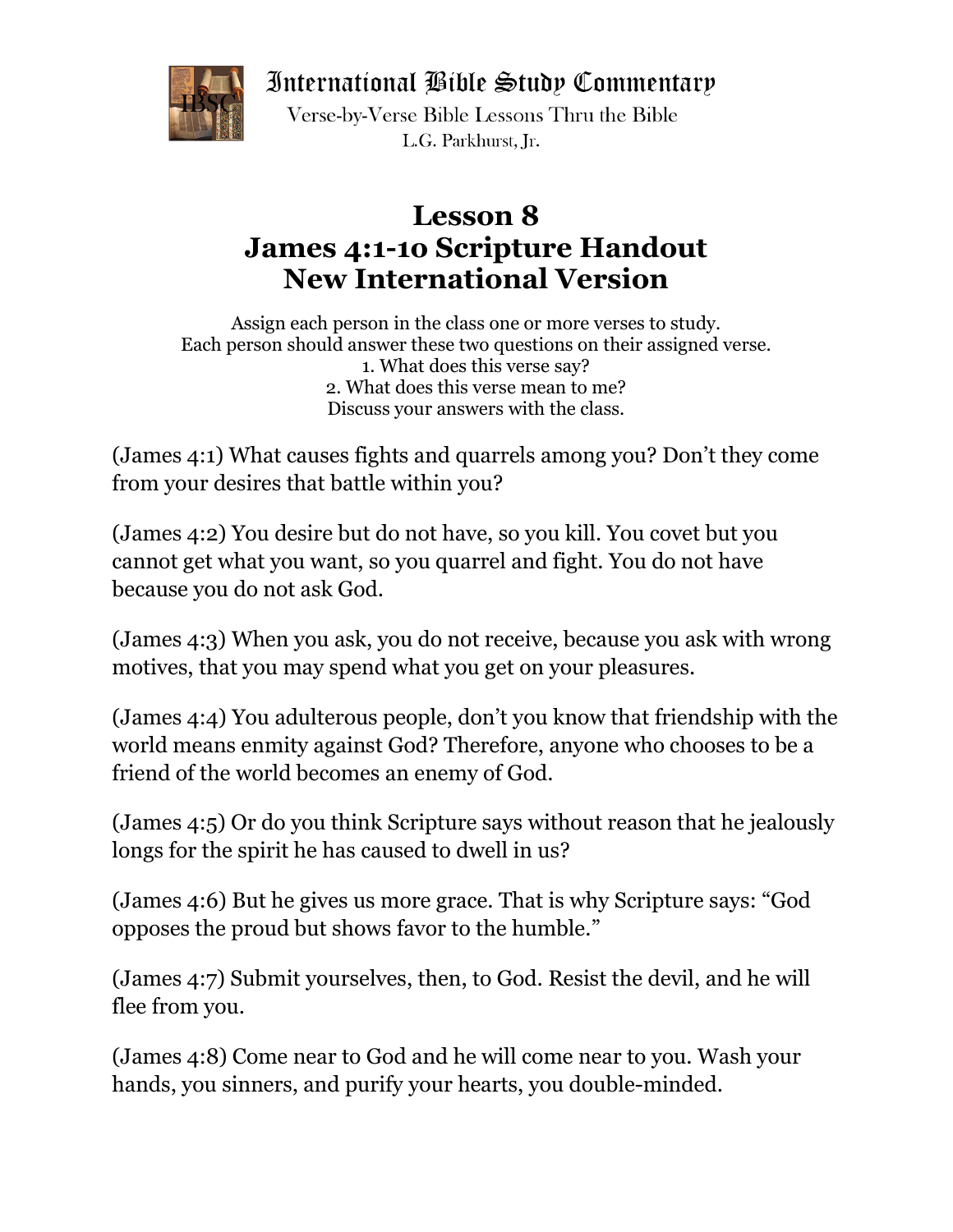International Bible Study Commentary

Verse-by-Verse Bible Lessons Thru the Bible

L.G. Parkhurst, Jr.

# Lesson 8
# James 4:1-10 Scripture Handout
# New International Version

Assign each person in the class one or more verses to study.
Each person should answer these two questions on their assigned verse.
1. What does this verse say?
2. What does this verse mean to me?
Discuss your answers with the class.

(James 4:1) What causes fights and quarrels among you? Don't they come from your desires that battle within you?

(James 4:2) You desire but do not have, so you kill. You covet but you cannot get what you want, so you quarrel and fight. You do not have because you do not ask God.

(James 4:3) When you ask, you do not receive, because you ask with wrong motives, that you may spend what you get on your pleasures.

(James 4:4) You adulterous people, don't you know that friendship with the world means enmity against God? Therefore, anyone who chooses to be a friend of the world becomes an enemy of God.

(James 4:5) Or do you think Scripture says without reason that he jealously longs for the spirit he has caused to dwell in us?

(James 4:6) But he gives us more grace. That is why Scripture says: "God opposes the proud but shows favor to the humble."

(James 4:7) Submit yourselves, then, to God. Resist the devil, and he will flee from you.

(James 4:8) Come near to God and he will come near to you. Wash your hands, you sinners, and purify your hearts, you double-minded.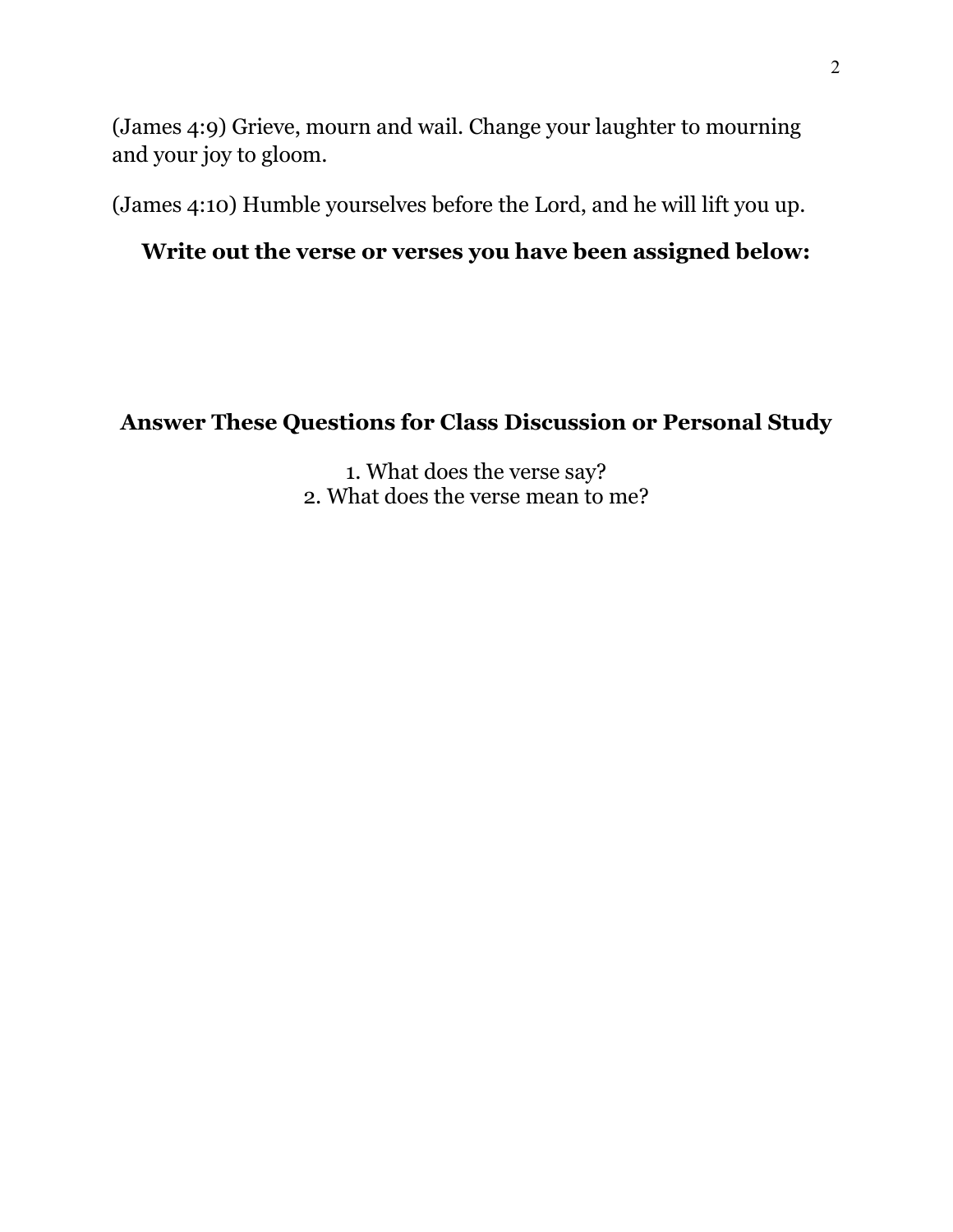(James 4:9) Grieve, mourn and wail. Change your laughter to mourning and your joy to gloom.

(James 4:10) Humble yourselves before the Lord, and he will lift you up.

## Write out the verse or verses you have been assigned below:

## Answer These Questions for Class Discussion or Personal Study

1. What does the verse say?
2. What does the verse mean to me?